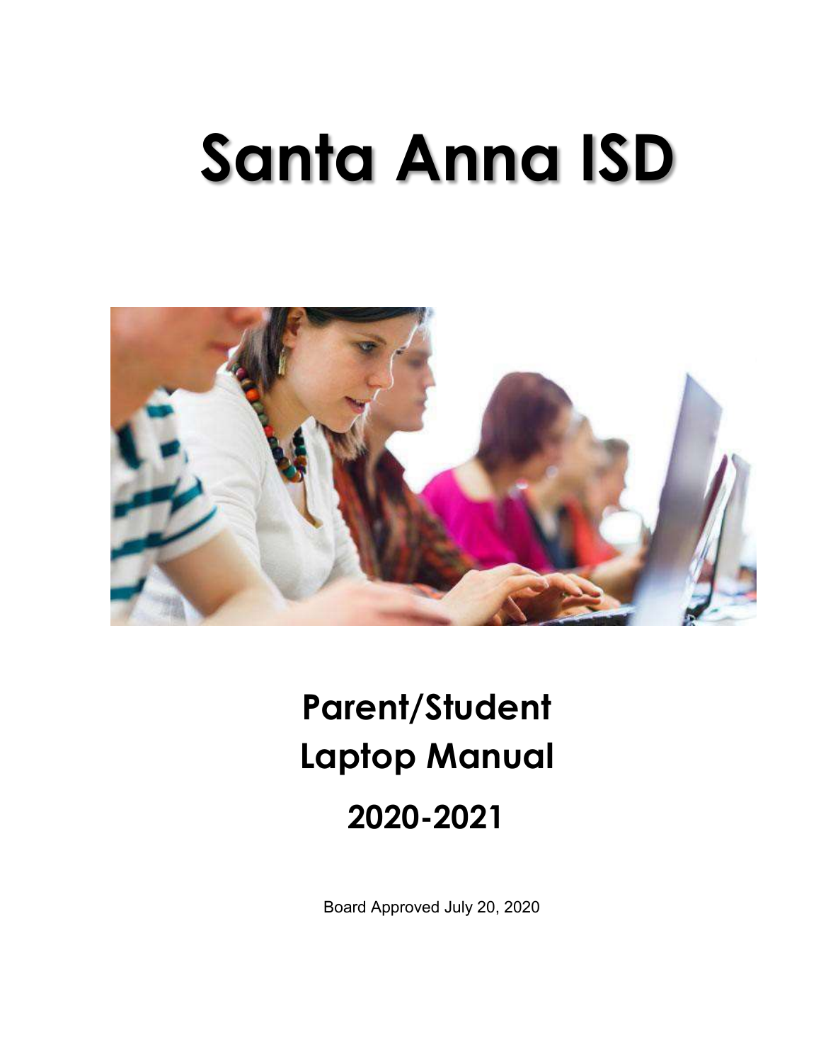# Santa Anna ISD

## Parent/Student Laptop Manual

## 2020-2021

Board Approved July 20, 2020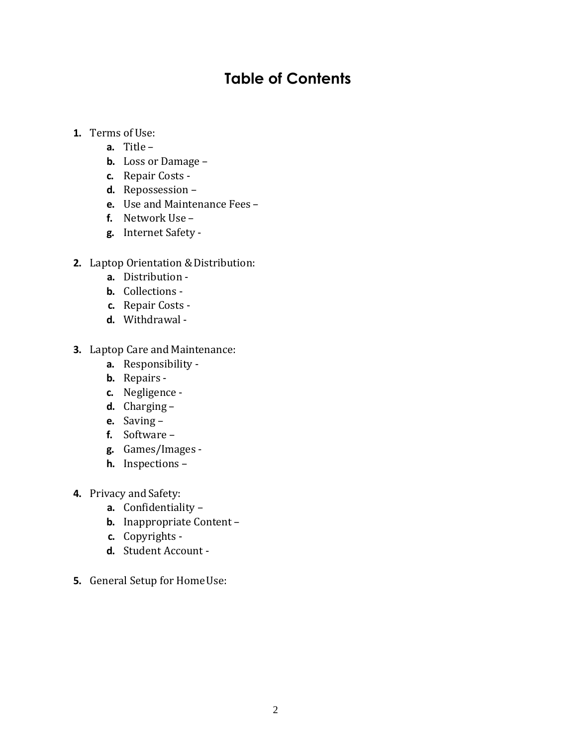# Table of Contents

1. Terms of Use:
    a. Title –
    b. Loss or Damage –
    c. Repair Costs -
    d. Repossession –
    e. Use and Maintenance Fees –
    f. Network Use –
    g. Internet Safety -

2. Laptop Orientation & Distribution:
    a. Distribution -
    b. Collections -
    c. Repair Costs -
    d. Withdrawal -

3. Laptop Care and Maintenance:
    a. Responsibility -
    b. Repairs -
    c. Negligence -
    d. Charging –
    e. Saving –
    f. Software –
    g. Games/Images -
    h. Inspections –

4. Privacy and Safety:
    a. Confidentiality –
    b. Inappropriate Content –
    c. Copyrights -
    d. Student Account -

5. General Setup for Home Use: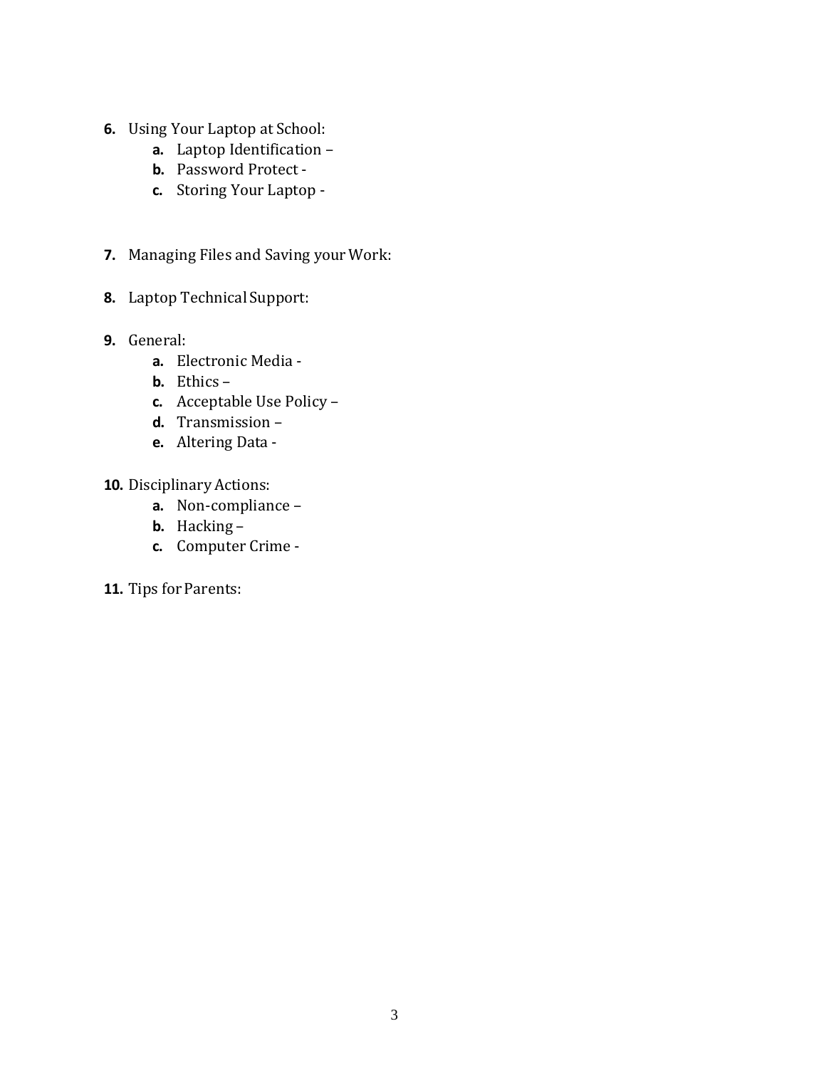6. Using Your Laptop at School:
    a. Laptop Identification –
    b. Password Protect -
    c. Storing Your Laptop -

7. Managing Files and Saving your Work:

8. Laptop Technical Support:

9. General:
    a. Electronic Media -
    b. Ethics –
    c. Acceptable Use Policy –
    d. Transmission –
    e. Altering Data -

10. Disciplinary Actions:
    a. Non-compliance –
    b. Hacking –
    c. Computer Crime -

11. Tips for Parents: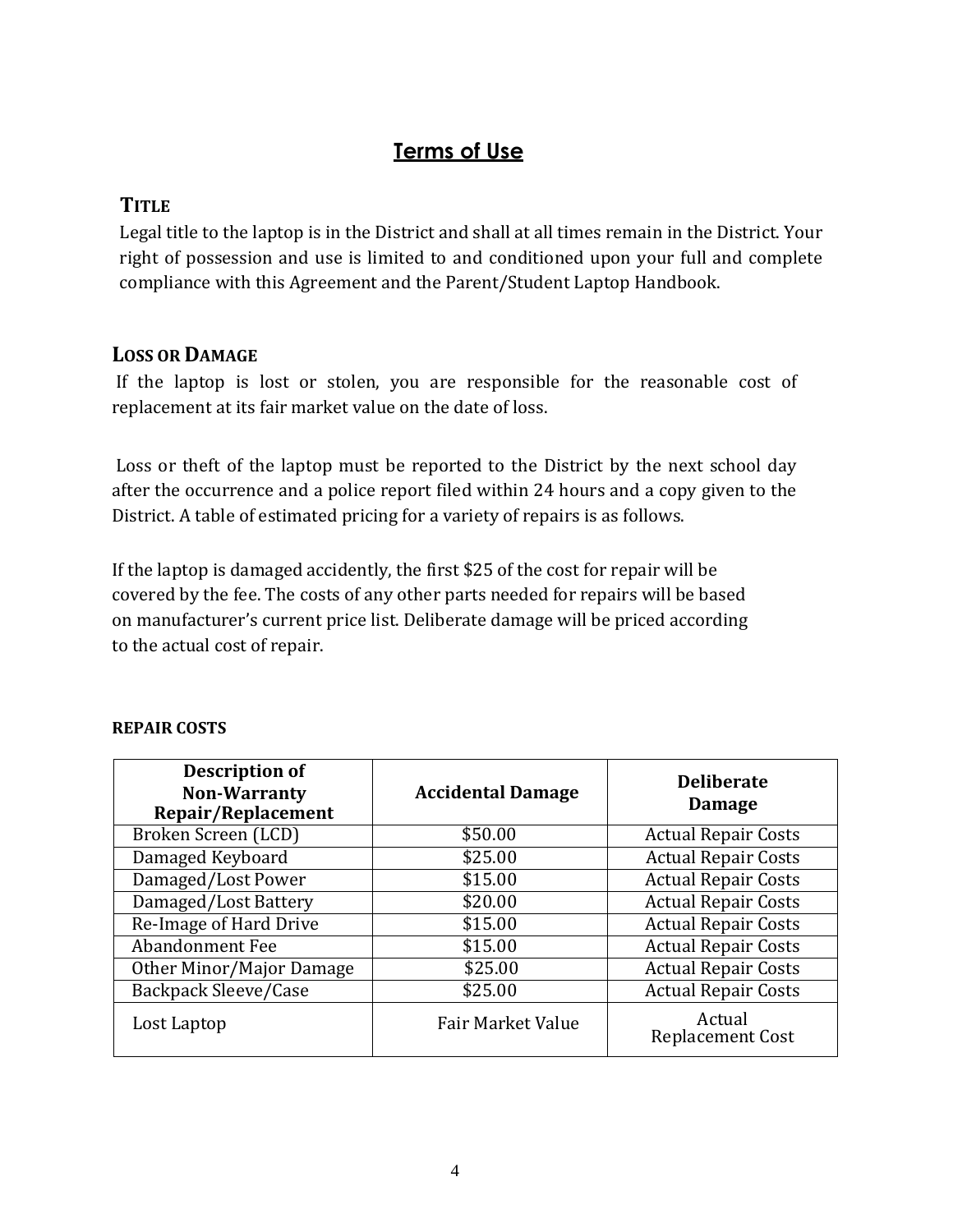# Terms of Use

### Title

Legal title to the laptop is in the District and shall at all times remain in the District. Your right of possession and use is limited to and conditioned upon your full and complete compliance with this Agreement and the Parent/Student Laptop Handbook.

### Loss or Damage

If the laptop is lost or stolen, you are responsible for the reasonable cost of replacement at its fair market value on the date of loss.

Loss or theft of the laptop must be reported to the District by the next school day after the occurrence and a police report filed within 24 hours and a copy given to the District. A table of estimated pricing for a variety of repairs is as follows.

If the laptop is damaged accidently, the first $25 of the cost for repair will be covered by the fee. The costs of any other parts needed for repairs will be based on manufacturer's current price list. Deliberate damage will be priced according to the actual cost of repair.

**REPAIR COSTS**

| Description of Non-Warranty Repair/Replacement | Accidental Damage | Deliberate Damage |
|---|---|---|
| Broken Screen (LCD) | $50.00 | Actual Repair Costs |
| Damaged Keyboard | $25.00 | Actual Repair Costs |
| Damaged/Lost Power | $15.00 | Actual Repair Costs |
| Damaged/Lost Battery | $20.00 | Actual Repair Costs |
| Re-Image of Hard Drive | $15.00 | Actual Repair Costs |
| Abandonment Fee | $15.00 | Actual Repair Costs |
| Other Minor/Major Damage | $25.00 | Actual Repair Costs |
| Backpack Sleeve/Case | $25.00 | Actual Repair Costs |
| Lost Laptop | Fair Market Value | Actual Replacement Cost |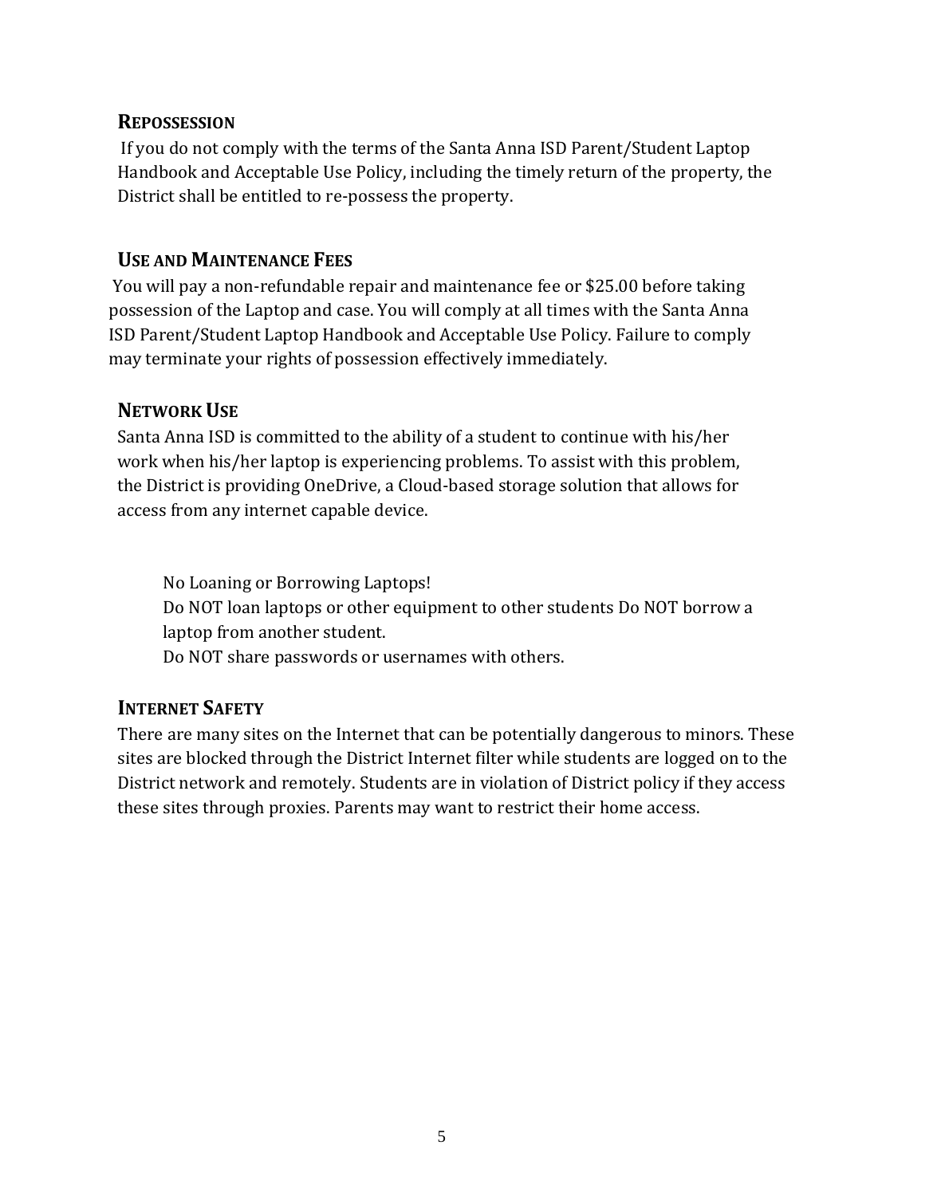## Repossession

If you do not comply with the terms of the Santa Anna ISD Parent/Student Laptop Handbook and Acceptable Use Policy, including the timely return of the property, the District shall be entitled to re-possess the property.

## Use and Maintenance Fees

You will pay a non-refundable repair and maintenance fee or $25.00 before taking possession of the Laptop and case. You will comply at all times with the Santa Anna ISD Parent/Student Laptop Handbook and Acceptable Use Policy. Failure to comply may terminate your rights of possession effectively immediately.

## Network Use

Santa Anna ISD is committed to the ability of a student to continue with his/her work when his/her laptop is experiencing problems. To assist with this problem, the District is providing OneDrive, a Cloud-based storage solution that allows for access from any internet capable device.

No Loaning or Borrowing Laptops!
Do NOT loan laptops or other equipment to other students Do NOT borrow a laptop from another student.
Do NOT share passwords or usernames with others.

## Internet Safety

There are many sites on the Internet that can be potentially dangerous to minors. These sites are blocked through the District Internet filter while students are logged on to the District network and remotely. Students are in violation of District policy if they access these sites through proxies. Parents may want to restrict their home access.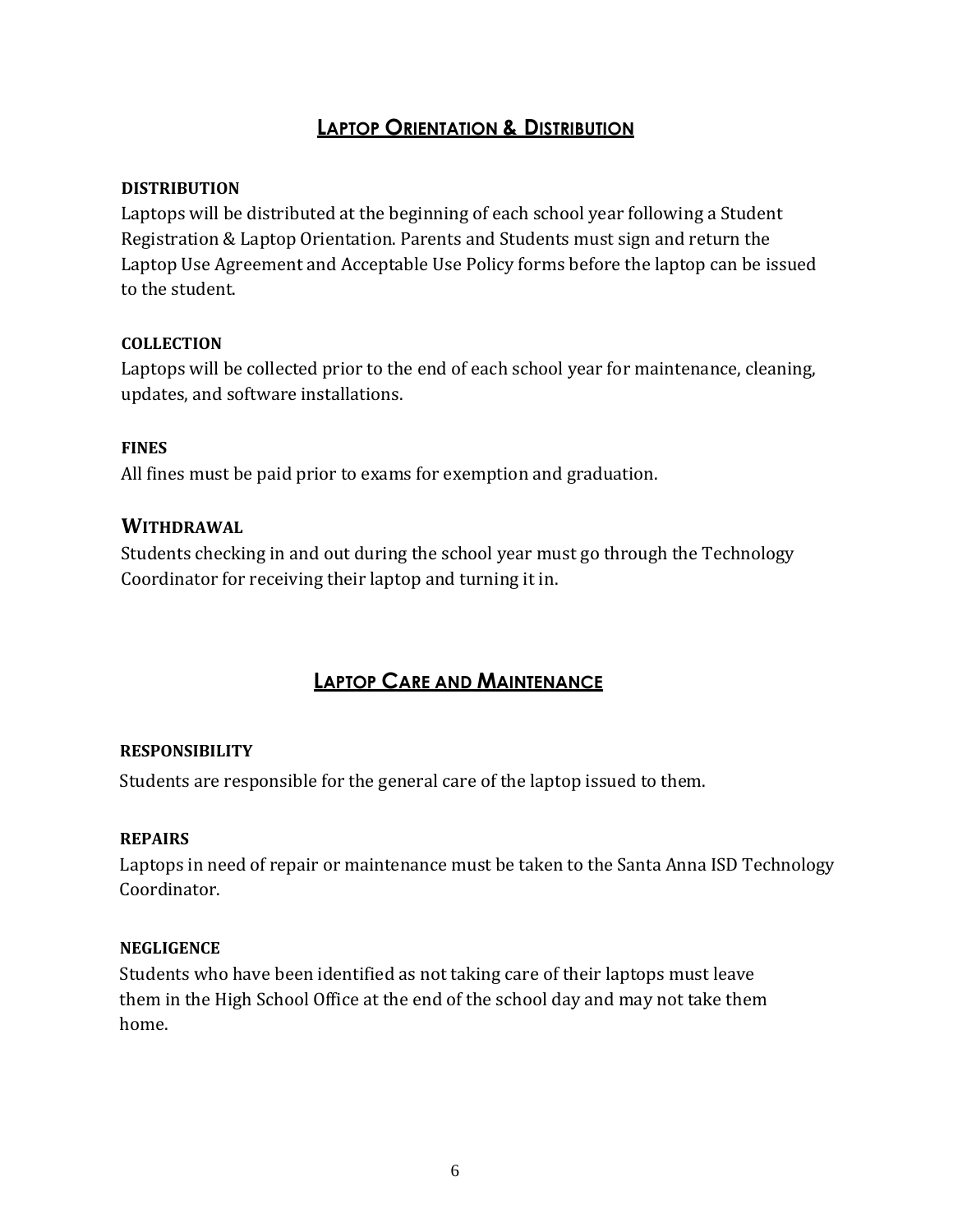## Laptop Orientation & Distribution

### DISTRIBUTION

Laptops will be distributed at the beginning of each school year following a Student Registration & Laptop Orientation. Parents and Students must sign and return the Laptop Use Agreement and Acceptable Use Policy forms before the laptop can be issued to the student.

### COLLECTION

Laptops will be collected prior to the end of each school year for maintenance, cleaning, updates, and software installations.

### FINES

All fines must be paid prior to exams for exemption and graduation.

### WITHDRAWAL

Students checking in and out during the school year must go through the Technology Coordinator for receiving their laptop and turning it in.

## Laptop Care and Maintenance

### RESPONSIBILITY

Students are responsible for the general care of the laptop issued to them.

### REPAIRS

Laptops in need of repair or maintenance must be taken to the Santa Anna ISD Technology Coordinator.

### NEGLIGENCE

Students who have been identified as not taking care of their laptops must leave them in the High School Office at the end of the school day and may not take them home.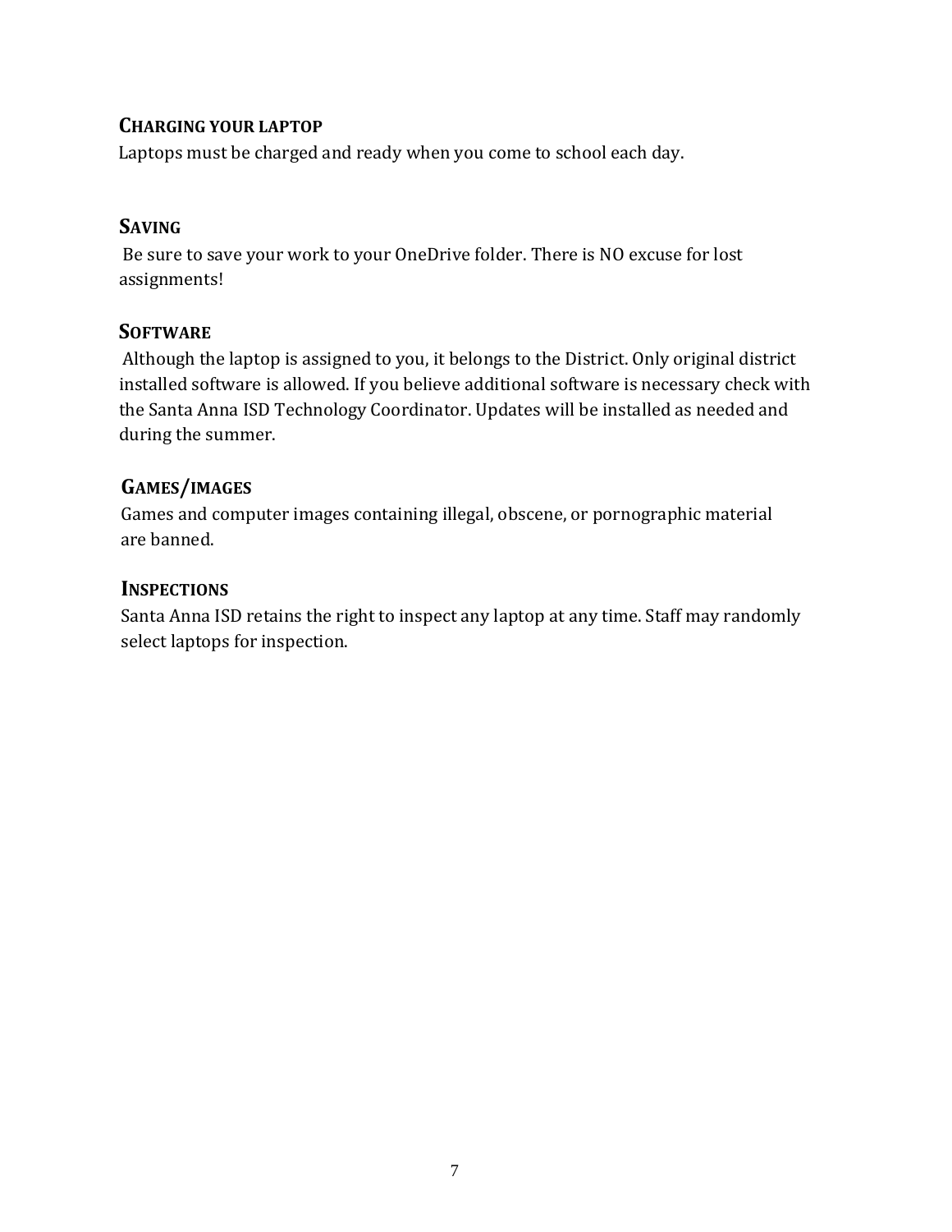### CHARGING YOUR LAPTOP

Laptops must be charged and ready when you come to school each day.

### SAVING

Be sure to save your work to your OneDrive folder. There is NO excuse for lost assignments!

### SOFTWARE

Although the laptop is assigned to you, it belongs to the District. Only original district installed software is allowed. If you believe additional software is necessary check with the Santa Anna ISD Technology Coordinator. Updates will be installed as needed and during the summer.

### GAMES/IMAGES

Games and computer images containing illegal, obscene, or pornographic material are banned.

### INSPECTIONS

Santa Anna ISD retains the right to inspect any laptop at any time. Staff may randomly select laptops for inspection.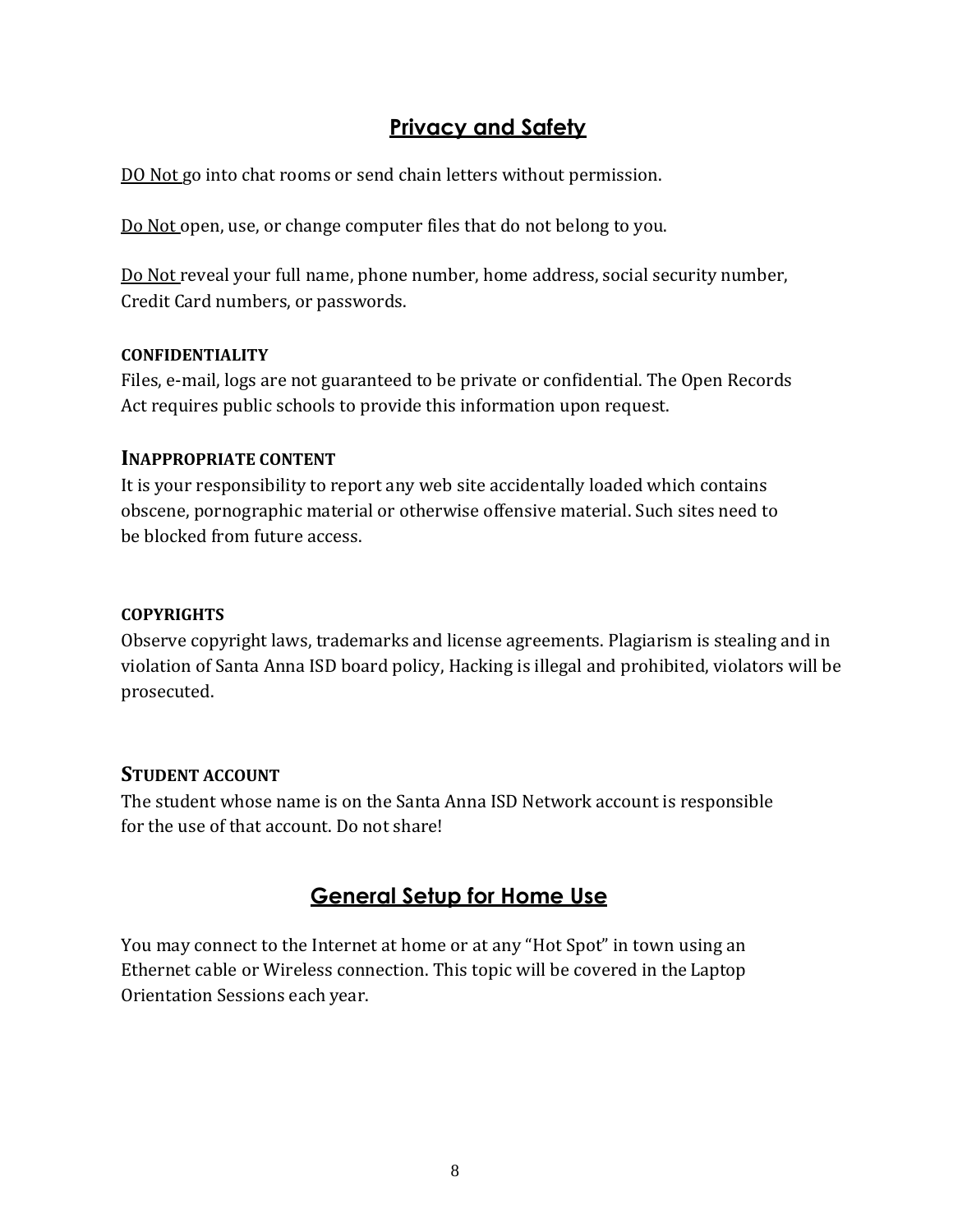## Privacy and Safety

DO Not go into chat rooms or send chain letters without permission.

Do Not open, use, or change computer files that do not belong to you.

Do Not reveal your full name, phone number, home address, social security number, Credit Card numbers, or passwords.

### CONFIDENTIALITY

Files, e-mail, logs are not guaranteed to be private or confidential. The Open Records Act requires public schools to provide this information upon request.

### INAPPROPRIATE CONTENT

It is your responsibility to report any web site accidentally loaded which contains obscene, pornographic material or otherwise offensive material. Such sites need to be blocked from future access.

### COPYRIGHTS

Observe copyright laws, trademarks and license agreements. Plagiarism is stealing and in violation of Santa Anna ISD board policy, Hacking is illegal and prohibited, violators will be prosecuted.

### STUDENT ACCOUNT

The student whose name is on the Santa Anna ISD Network account is responsible for the use of that account. Do not share!

## General Setup for Home Use

You may connect to the Internet at home or at any "Hot Spot" in town using an Ethernet cable or Wireless connection. This topic will be covered in the Laptop Orientation Sessions each year.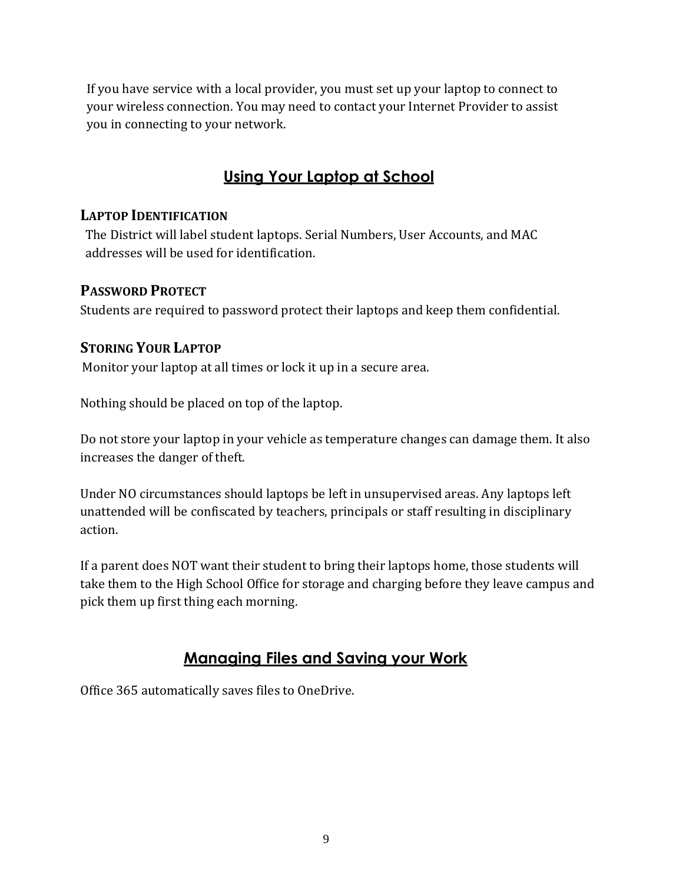If you have service with a local provider, you must set up your laptop to connect to your wireless connection. You may need to contact your Internet Provider to assist you in connecting to your network.

## Using Your Laptop at School

### Laptop Identification

The District will label student laptops. Serial Numbers, User Accounts, and MAC addresses will be used for identification.

### Password Protect

Students are required to password protect their laptops and keep them confidential.

### Storing Your Laptop

Monitor your laptop at all times or lock it up in a secure area.

Nothing should be placed on top of the laptop.

Do not store your laptop in your vehicle as temperature changes can damage them. It also increases the danger of theft.

Under NO circumstances should laptops be left in unsupervised areas. Any laptops left unattended will be confiscated by teachers, principals or staff resulting in disciplinary action.

If a parent does NOT want their student to bring their laptops home, those students will take them to the High School Office for storage and charging before they leave campus and pick them up first thing each morning.

## Managing Files and Saving your Work

Office 365 automatically saves files to OneDrive.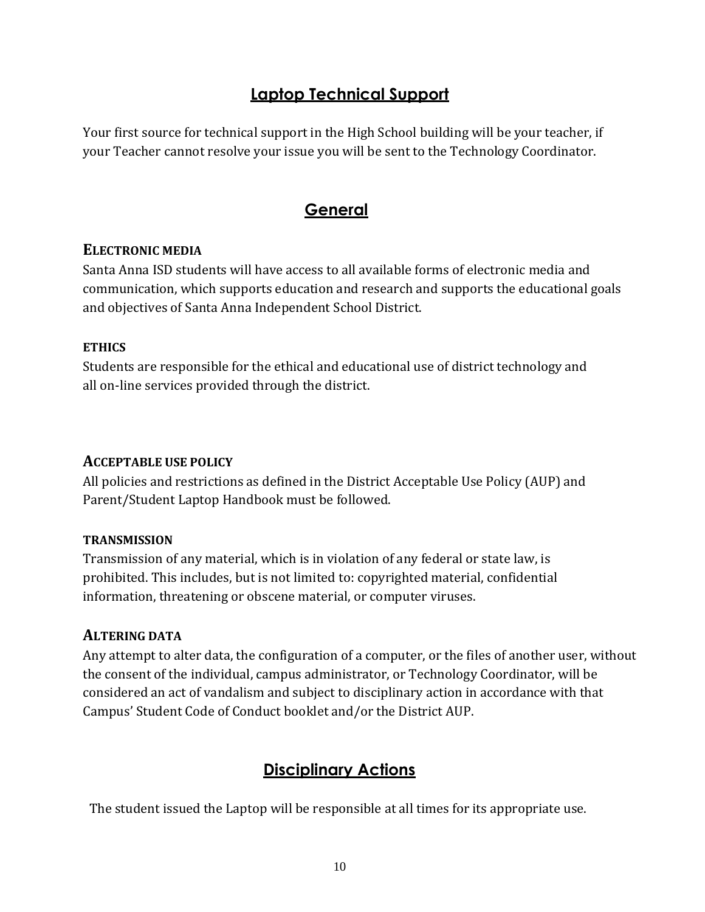## Laptop Technical Support

Your first source for technical support in the High School building will be your teacher, if your Teacher cannot resolve your issue you will be sent to the Technology Coordinator.

## General

### ELECTRONIC MEDIA

Santa Anna ISD students will have access to all available forms of electronic media and communication, which supports education and research and supports the educational goals and objectives of Santa Anna Independent School District.

#### ETHICS

Students are responsible for the ethical and educational use of district technology and all on-line services provided through the district.

### ACCEPTABLE USE POLICY

All policies and restrictions as defined in the District Acceptable Use Policy (AUP) and Parent/Student Laptop Handbook must be followed.

#### TRANSMISSION

Transmission of any material, which is in violation of any federal or state law, is prohibited. This includes, but is not limited to: copyrighted material, confidential information, threatening or obscene material, or computer viruses.

### ALTERING DATA

Any attempt to alter data, the configuration of a computer, or the files of another user, without the consent of the individual, campus administrator, or Technology Coordinator, will be considered an act of vandalism and subject to disciplinary action in accordance with that Campus' Student Code of Conduct booklet and/or the District AUP.

## Disciplinary Actions

The student issued the Laptop will be responsible at all times for its appropriate use.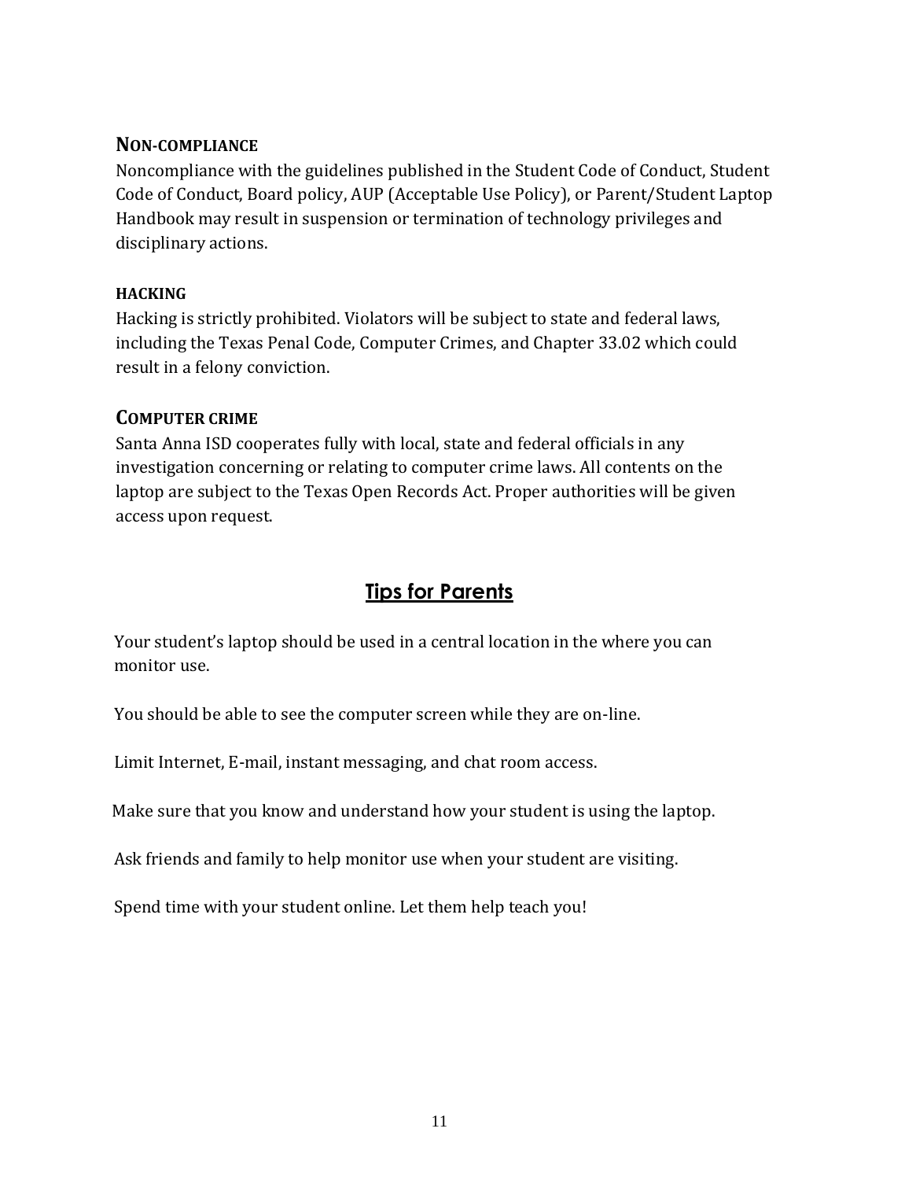### **NON-COMPLIANCE**

Noncompliance with the guidelines published in the Student Code of Conduct, Student Code of Conduct, Board policy, AUP (Acceptable Use Policy), or Parent/Student Laptop Handbook may result in suspension or termination of technology privileges and disciplinary actions.

### **HACKING**

Hacking is strictly prohibited. Violators will be subject to state and federal laws, including the Texas Penal Code, Computer Crimes, and Chapter 33.02 which could result in a felony conviction.

### **COMPUTER CRIME**

Santa Anna ISD cooperates fully with local, state and federal officials in any investigation concerning or relating to computer crime laws. All contents on the laptop are subject to the Texas Open Records Act. Proper authorities will be given access upon request.

## **Tips for Parents**

Your student's laptop should be used in a central location in the where you can monitor use.

You should be able to see the computer screen while they are on-line.

Limit Internet, E-mail, instant messaging, and chat room access.

Make sure that you know and understand how your student is using the laptop.

Ask friends and family to help monitor use when your student are visiting.

Spend time with your student online. Let them help teach you!